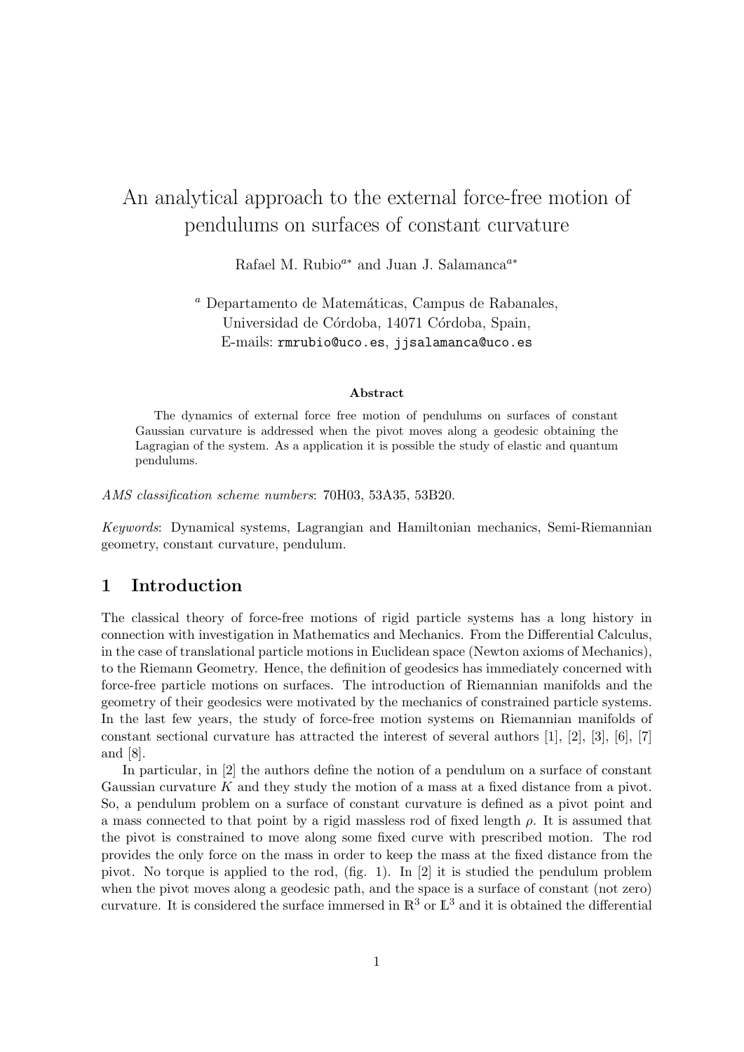# An analytical approach to the external force-free motion of pendulums on surfaces of constant curvature

Rafael M. Rubio[a∗] and Juan J. Salamanca[a∗]

[a] Departamento de Matemáticas, Campus de Rabanales,
Universidad de Córdoba, 14071 Córdoba, Spain,
E-mails: rmrubio@uco.es, jjsalamanca@uco.es

**Abstract**

The dynamics of external force free motion of pendulums on surfaces of constant Gaussian curvature is addressed when the pivot moves along a geodesic obtaining the Lagragian of the system. As a application it is possible the study of elastic and quantum pendulums.

*AMS classification scheme numbers*: 70H03, 53A35, 53B20.

*Keywords*: Dynamical systems, Lagrangian and Hamiltonian mechanics, Semi-Riemannian geometry, constant curvature, pendulum.

## 1 Introduction

The classical theory of force-free motions of rigid particle systems has a long history in connection with investigation in Mathematics and Mechanics. From the Differential Calculus, in the case of translational particle motions in Euclidean space (Newton axioms of Mechanics), to the Riemann Geometry. Hence, the definition of geodesics has immediately concerned with force-free particle motions on surfaces. The introduction of Riemannian manifolds and the geometry of their geodesics were motivated by the mechanics of constrained particle systems. In the last few years, the study of force-free motion systems on Riemannian manifolds of constant sectional curvature has attracted the interest of several authors [1], [2], [3], [6], [7] and [8].

In particular, in [2] the authors define the notion of a pendulum on a surface of constant Gaussian curvature $K$ and they study the motion of a mass at a fixed distance from a pivot. So, a pendulum problem on a surface of constant curvature is defined as a pivot point and a mass connected to that point by a rigid massless rod of fixed length $\rho$. It is assumed that the pivot is constrained to move along some fixed curve with prescribed motion. The rod provides the only force on the mass in order to keep the mass at the fixed distance from the pivot. No torque is applied to the rod, (fig. 1). In [2] it is studied the pendulum problem when the pivot moves along a geodesic path, and the space is a surface of constant (not zero) curvature. It is considered the surface immersed in $\mathbb{R}^3$ or $\mathbb{L}^3$ and it is obtained the differential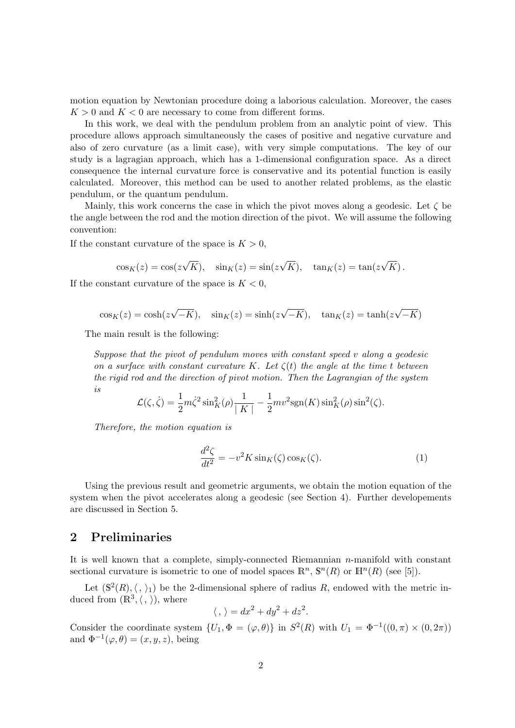motion equation by Newtonian procedure doing a laborious calculation. Moreover, the cases $K > 0$ and $K < 0$ are necessary to come from different forms.

In this work, we deal with the pendulum problem from an analytic point of view. This procedure allows approach simultaneously the cases of positive and negative curvature and also of zero curvature (as a limit case), with very simple computations. The key of our study is a lagragian approach, which has a 1-dimensional configuration space. As a direct consequence the internal curvature force is conservative and its potential function is easily calculated. Moreover, this method can be used to another related problems, as the elastic pendulum, or the quantum pendulum.

Mainly, this work concerns the case in which the pivot moves along a geodesic. Let $\zeta$ be the angle between the rod and the motion direction of the pivot. We will assume the following convention:

If the constant curvature of the space is $K > 0$,

$$\cos_K(z) = \cos(z\sqrt{K}), \quad \sin_K(z) = \sin(z\sqrt{K}), \quad \tan_K(z) = \tan(z\sqrt{K}).$$

If the constant curvature of the space is $K < 0$,

$$\cos_K(z) = \cosh(z\sqrt{-K}), \quad \sin_K(z) = \sinh(z\sqrt{-K}), \quad \tan_K(z) = \tanh(z\sqrt{-K})$$

The main result is the following:

*Suppose that the pivot of pendulum moves with constant speed $v$ along a geodesic on a surface with constant curvature $K$. Let $\zeta(t)$ the angle at the time $t$ between the rigid rod and the direction of pivot motion. Then the Lagrangian of the system is*

$$\mathcal{L}(\zeta, \dot{\zeta}) = \frac{1}{2}m\dot{\zeta}^2 \sin_K^2(\rho)\frac{1}{\mid K \mid} - \frac{1}{2}mv^2 \mathrm{sgn}(K)\sin_K^2(\rho)\sin^2(\zeta).$$

*Therefore, the motion equation is*

$$\frac{d^2\zeta}{dt^2} = -v^2 K \sin_K(\zeta)\cos_K(\zeta). \tag{1}$$

Using the previous result and geometric arguments, we obtain the motion equation of the system when the pivot accelerates along a geodesic (see Section 4). Further developements are discussed in Section 5.

## 2 Preliminaries

It is well known that a complete, simply-connected Riemannian $n$-manifold with constant sectional curvature is isometric to one of model spaces $\mathbb{R}^n$, $\mathbb{S}^n(R)$ or $\mathbb{H}^n(R)$ (see [5]).

Let $(\mathbb{S}^2(R), \langle\, , \,\rangle_1)$ be the 2-dimensional sphere of radius $R$, endowed with the metric induced from $(\mathbb{R}^3, \langle\, , \,\rangle)$, where

$$\langle\, , \,\rangle = dx^2 + dy^2 + dz^2.$$

Consider the coordinate system $\{U_1, \Phi = (\varphi, \theta)\}$ in $S^2(R)$ with $U_1 = \Phi^{-1}((0, \pi) \times (0, 2\pi))$ and $\Phi^{-1}(\varphi, \theta) = (x, y, z)$, being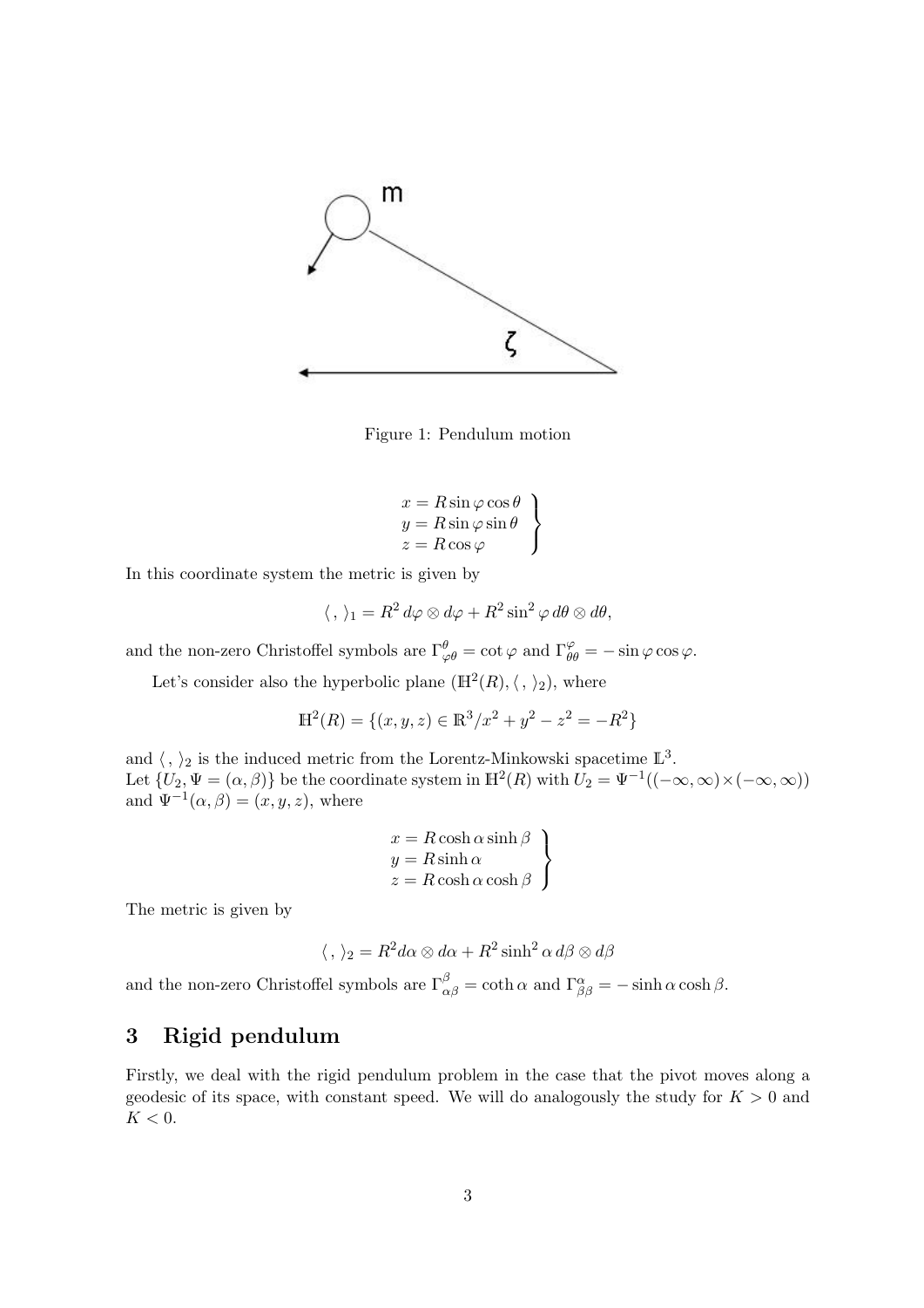m

ζ

Figure 1: Pendulum motion

$$
\left.\begin{array}{l}
x = R\sin\varphi\cos\theta \\
y = R\sin\varphi\sin\theta \\
z = R\cos\varphi
\end{array}\right\}
$$

In this coordinate system the metric is given by

$$
\langle\, ,\rangle_1 = R^2\, d\varphi\otimes d\varphi + R^2\sin^2\varphi\, d\theta\otimes d\theta,
$$

and the non-zero Christoffel symbols are $\Gamma^{\theta}_{\varphi\theta} = \cot\varphi$ and $\Gamma^{\varphi}_{\theta\theta} = -\sin\varphi\cos\varphi$.

Let's consider also the hyperbolic plane $(\mathbb{H}^2(R), \langle\, ,\rangle_2)$, where

$$
\mathbb{H}^2(R) = \{(x,y,z)\in\mathbb{R}^3 / x^2+y^2-z^2 = -R^2\}
$$

and $\langle\, ,\rangle_2$ is the induced metric from the Lorentz-Minkowski spacetime $\mathbb{L}^3$.
Let $\{U_2, \Psi = (\alpha,\beta)\}$ be the coordinate system in $\mathbb{H}^2(R)$ with $U_2 = \Psi^{-1}((-\infty,\infty)\times(-\infty,\infty))$ and $\Psi^{-1}(\alpha,\beta) = (x,y,z)$, where

$$
\left.\begin{array}{l}
x = R\cosh\alpha\sinh\beta \\
y = R\sinh\alpha \\
z = R\cosh\alpha\cosh\beta
\end{array}\right\}
$$

The metric is given by

$$
\langle\, ,\rangle_2 = R^2 d\alpha\otimes d\alpha + R^2\sinh^2\alpha\, d\beta\otimes d\beta
$$

and the non-zero Christoffel symbols are $\Gamma^{\beta}_{\alpha\beta} = \coth\alpha$ and $\Gamma^{\alpha}_{\beta\beta} = -\sinh\alpha\cosh\beta$.

## 3 Rigid pendulum

Firstly, we deal with the rigid pendulum problem in the case that the pivot moves along a geodesic of its space, with constant speed. We will do analogously the study for $K>0$ and $K<0$.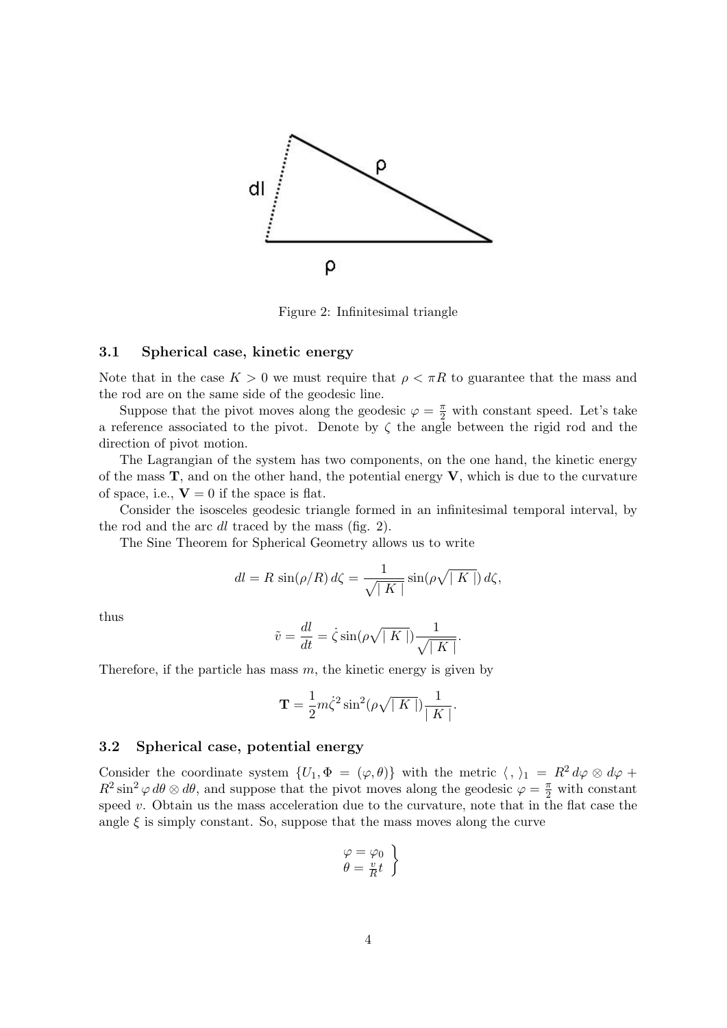Figure 2: Infinitesimal triangle

### 3.1 Spherical case, kinetic energy

Note that in the case $K > 0$ we must require that $\rho < \pi R$ to guarantee that the mass and the rod are on the same side of the geodesic line.

Suppose that the pivot moves along the geodesic $\varphi = \frac{\pi}{2}$ with constant speed. Let's take a reference associated to the pivot. Denote by $\zeta$ the angle between the rigid rod and the direction of pivot motion.

The Lagrangian of the system has two components, on the one hand, the kinetic energy of the mass $\mathbf{T}$, and on the other hand, the potential energy $\mathbf{V}$, which is due to the curvature of space, i.e., $\mathbf{V} = 0$ if the space is flat.

Consider the isosceles geodesic triangle formed in an infinitesimal temporal interval, by the rod and the arc $dl$ traced by the mass (fig. 2).

The Sine Theorem for Spherical Geometry allows us to write

$$dl = R\,\sin(\rho/R)\,d\zeta = \frac{1}{\sqrt{\mid K \mid}}\sin(\rho\sqrt{\mid K \mid})\,d\zeta,$$

thus

$$\tilde{v} = \frac{dl}{dt} = \dot{\zeta}\sin(\rho\sqrt{\mid K \mid})\frac{1}{\sqrt{\mid K \mid}}.$$

Therefore, if the particle has mass $m$, the kinetic energy is given by

$$\mathbf{T} = \frac{1}{2}m\dot{\zeta}^2\sin^2(\rho\sqrt{\mid K \mid})\frac{1}{\mid K \mid}.$$

### 3.2 Spherical case, potential energy

Consider the coordinate system $\{U_1, \Phi = (\varphi, \theta)\}$ with the metric $\langle\,,\,\rangle_1 = R^2\,d\varphi \otimes d\varphi + R^2\sin^2\varphi\,d\theta \otimes d\theta$, and suppose that the pivot moves along the geodesic $\varphi = \frac{\pi}{2}$ with constant speed $v$. Obtain us the mass acceleration due to the curvature, note that in the flat case the angle $\xi$ is simply constant. So, suppose that the mass moves along the curve

$$\left.\begin{array}{l} \varphi = \varphi_0 \\ \theta = \frac{v}{R}t \end{array}\right\}$$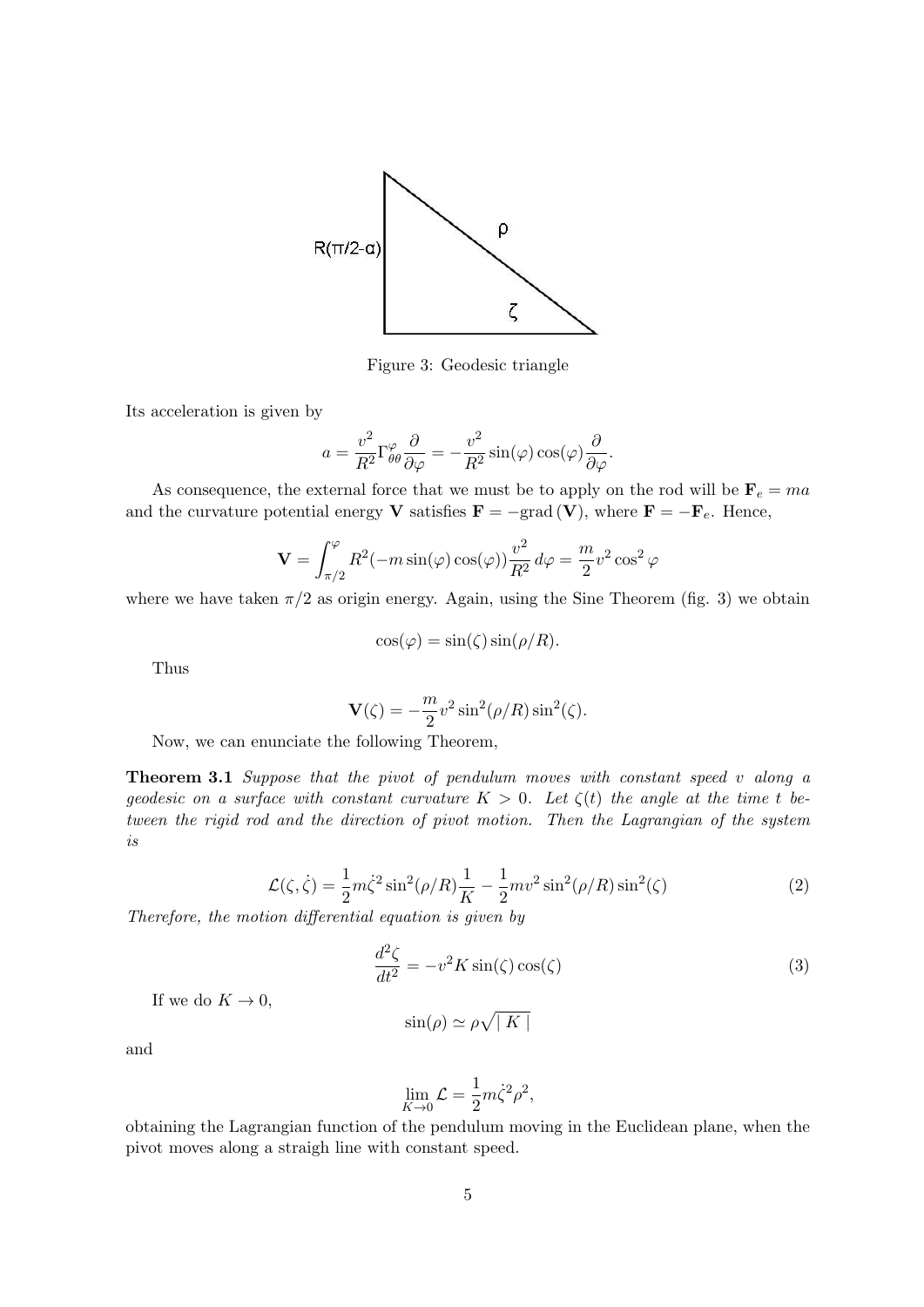R(π/2-α)

ρ

ζ

Figure 3: Geodesic triangle

Its acceleration is given by

$$a = \frac{v^2}{R^2}\Gamma^{\varphi}_{\theta\theta}\frac{\partial}{\partial\varphi} = -\frac{v^2}{R^2}\sin(\varphi)\cos(\varphi)\frac{\partial}{\partial\varphi}.$$

As consequence, the external force that we must be to apply on the rod will be $\mathbf{F}_e = ma$ and the curvature potential energy $\mathbf{V}$ satisfies $\mathbf{F} = -\mathrm{grad}\,(\mathbf{V})$, where $\mathbf{F} = -\mathbf{F}_e$. Hence,

$$\mathbf{V} = \int_{\pi/2}^{\varphi} R^2(-m\sin(\varphi)\cos(\varphi))\frac{v^2}{R^2}\,d\varphi = \frac{m}{2}v^2\cos^2\varphi$$

where we have taken $\pi/2$ as origin energy. Again, using the Sine Theorem (fig. 3) we obtain

$$\cos(\varphi) = \sin(\zeta)\sin(\rho/R).$$

Thus

$$\mathbf{V}(\zeta) = -\frac{m}{2}v^2\sin^2(\rho/R)\sin^2(\zeta).$$

Now, we can enunciate the following Theorem,

**Theorem 3.1** *Suppose that the pivot of pendulum moves with constant speed $v$ along a geodesic on a surface with constant curvature $K > 0$. Let $\zeta(t)$ the angle at the time $t$ between the rigid rod and the direction of pivot motion. Then the Lagrangian of the system is*

$$\mathcal{L}(\zeta,\dot{\zeta}) = \frac{1}{2}m\dot{\zeta}^2\sin^2(\rho/R)\frac{1}{K} - \frac{1}{2}mv^2\sin^2(\rho/R)\sin^2(\zeta) \tag{2}$$

*Therefore, the motion differential equation is given by*

$$\frac{d^2\zeta}{dt^2} = -v^2K\sin(\zeta)\cos(\zeta) \tag{3}$$

If we do $K \to 0$,

$$\sin(\rho) \simeq \rho\sqrt{|\,K\,|}$$

and

$$\lim_{K\to 0}\mathcal{L} = \frac{1}{2}m\dot{\zeta}^2\rho^2,$$

obtaining the Lagrangian function of the pendulum moving in the Euclidean plane, when the pivot moves along a straigh line with constant speed.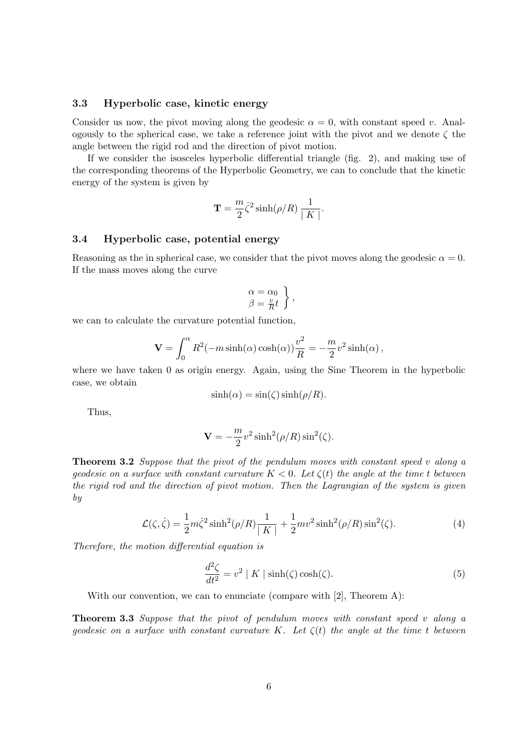### 3.3 Hyperbolic case, kinetic energy

Consider us now, the pivot moving along the geodesic $\alpha = 0$, with constant speed $v$. Analogously to the spherical case, we take a reference joint with the pivot and we denote $\zeta$ the angle between the rigid rod and the direction of pivot motion.

If we consider the isosceles hyperbolic differential triangle (fig. 2), and making use of the corresponding theorems of the Hyperbolic Geometry, we can to conclude that the kinetic energy of the system is given by

$$\mathbf{T} = \frac{m}{2}\dot{\zeta}^2 \sinh(\rho/R)\,\frac{1}{\mid K \mid}.$$

### 3.4 Hyperbolic case, potential energy

Reasoning as the in spherical case, we consider that the pivot moves along the geodesic $\alpha = 0$. If the mass moves along the curve

$$\left.\begin{array}{l} \alpha = \alpha_0 \\ \beta = \frac{v}{R}t \end{array}\right\},$$

we can to calculate the curvature potential function,

$$\mathbf{V} = \int_0^\alpha R^2(-m\sinh(\alpha)\cosh(\alpha))\frac{v^2}{R} = -\frac{m}{2}v^2\sinh(\alpha)\,,$$

where we have taken 0 as origin energy. Again, using the Sine Theorem in the hyperbolic case, we obtain

$$\sinh(\alpha) = \sin(\zeta)\sinh(\rho/R).$$

Thus,

$$\mathbf{V} = -\frac{m}{2}v^2\sinh^2(\rho/R)\sin^2(\zeta).$$

**Theorem 3.2** *Suppose that the pivot of the pendulum moves with constant speed $v$ along a geodesic on a surface with constant curvature $K < 0$. Let $\zeta(t)$ the angle at the time $t$ between the rigid rod and the direction of pivot motion. Then the Lagrangian of the system is given by*

$$\mathcal{L}(\zeta, \dot{\zeta}) = \frac{1}{2}m\dot{\zeta}^2\sinh^2(\rho/R)\frac{1}{\mid K \mid} + \frac{1}{2}mv^2\sinh^2(\rho/R)\sin^2(\zeta). \tag{4}$$

*Therefore, the motion differential equation is*

$$\frac{d^2\zeta}{dt^2} = v^2 \mid K \mid \sinh(\zeta)\cosh(\zeta). \tag{5}$$

With our convention, we can to enunciate (compare with [2], Theorem A):

**Theorem 3.3** *Suppose that the pivot of pendulum moves with constant speed $v$ along a geodesic on a surface with constant curvature $K$. Let $\zeta(t)$ the angle at the time $t$ between*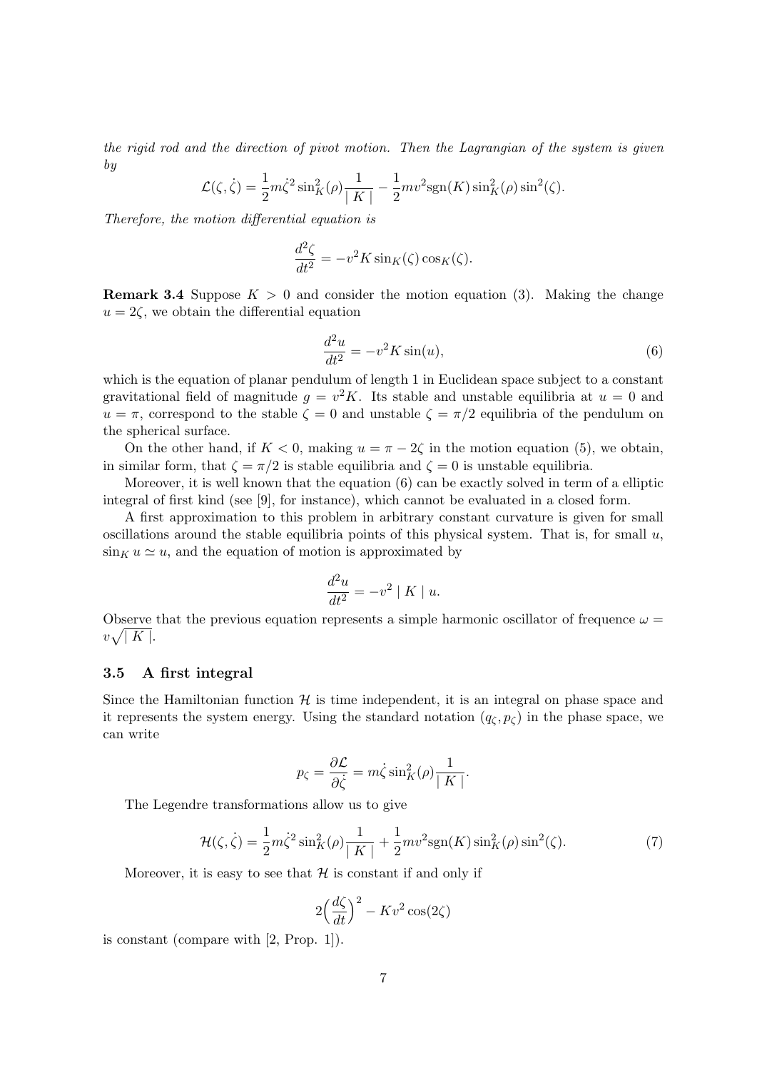*the rigid rod and the direction of pivot motion. Then the Lagrangian of the system is given by*

$$\mathcal{L}(\zeta,\dot{\zeta}) = \frac{1}{2}m\dot{\zeta}^2 \sin^2_K(\rho)\frac{1}{\mid K \mid} - \frac{1}{2}mv^2 \mathrm{sgn}(K)\sin^2_K(\rho)\sin^2(\zeta).$$

*Therefore, the motion differential equation is*

$$\frac{d^2\zeta}{dt^2} = -v^2 K \sin_K(\zeta)\cos_K(\zeta).$$

**Remark 3.4** Suppose $K > 0$ and consider the motion equation (3). Making the change $u = 2\zeta$, we obtain the differential equation

$$\frac{d^2u}{dt^2} = -v^2 K \sin(u), \tag{6}$$

which is the equation of planar pendulum of length 1 in Euclidean space subject to a constant gravitational field of magnitude $g = v^2 K$. Its stable and unstable equilibria at $u = 0$ and $u = \pi$, correspond to the stable $\zeta = 0$ and unstable $\zeta = \pi/2$ equilibria of the pendulum on the spherical surface.

On the other hand, if $K < 0$, making $u = \pi - 2\zeta$ in the motion equation (5), we obtain, in similar form, that $\zeta = \pi/2$ is stable equilibria and $\zeta = 0$ is unstable equilibria.

Moreover, it is well known that the equation (6) can be exactly solved in term of a elliptic integral of first kind (see [9], for instance), which cannot be evaluated in a closed form.

A first approximation to this problem in arbitrary constant curvature is given for small oscillations around the stable equilibria points of this physical system. That is, for small $u$, $\sin_K u \simeq u$, and the equation of motion is approximated by

$$\frac{d^2u}{dt^2} = -v^2 \mid K \mid u.$$

Observe that the previous equation represents a simple harmonic oscillator of frequence $\omega = v\sqrt{\mid K \mid}$.

### 3.5 A first integral

Since the Hamiltonian function $\mathcal{H}$ is time independent, it is an integral on phase space and it represents the system energy. Using the standard notation $(q_\zeta, p_\zeta)$ in the phase space, we can write

$$p_\zeta = \frac{\partial \mathcal{L}}{\partial \dot{\zeta}} = m\dot{\zeta}\sin^2_K(\rho)\frac{1}{\mid K \mid}.$$

The Legendre transformations allow us to give

$$\mathcal{H}(\zeta,\dot{\zeta}) = \frac{1}{2}m\dot{\zeta}^2 \sin^2_K(\rho)\frac{1}{\mid K \mid} + \frac{1}{2}mv^2 \mathrm{sgn}(K)\sin^2_K(\rho)\sin^2(\zeta). \tag{7}$$

Moreover, it is easy to see that $\mathcal{H}$ is constant if and only if

$$2\Big(\frac{d\zeta}{dt}\Big)^2 - Kv^2\cos(2\zeta)$$

is constant (compare with [2, Prop. 1]).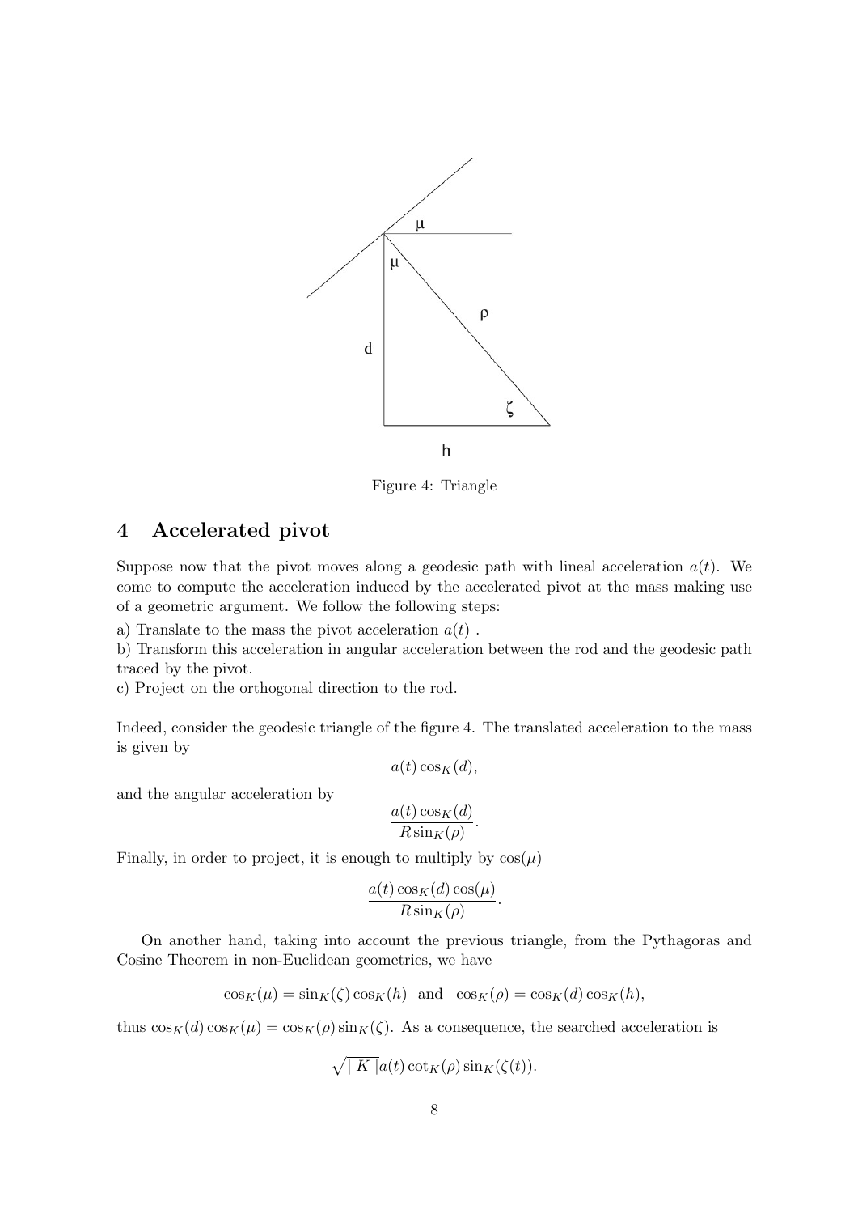μ

μ

ρ

d

ζ

h

Figure 4: Triangle

## 4 Accelerated pivot

Suppose now that the pivot moves along a geodesic path with lineal acceleration $a(t)$. We come to compute the acceleration induced by the accelerated pivot at the mass making use of a geometric argument. We follow the following steps:

a) Translate to the mass the pivot acceleration $a(t)$ .

b) Transform this acceleration in angular acceleration between the rod and the geodesic path traced by the pivot.

c) Project on the orthogonal direction to the rod.

Indeed, consider the geodesic triangle of the figure 4. The translated acceleration to the mass is given by

$$a(t)\cos_K(d),$$

and the angular acceleration by

$$\frac{a(t)\cos_K(d)}{R\sin_K(\rho)}.$$

Finally, in order to project, it is enough to multiply by $\cos(\mu)$

$$\frac{a(t)\cos_K(d)\cos(\mu)}{R\sin_K(\rho)}.$$

On another hand, taking into account the previous triangle, from the Pythagoras and Cosine Theorem in non-Euclidean geometries, we have

$$\cos_K(\mu) = \sin_K(\zeta)\cos_K(h) \quad \text{and} \quad \cos_K(\rho) = \cos_K(d)\cos_K(h),$$

thus $\cos_K(d)\cos_K(\mu) = \cos_K(\rho)\sin_K(\zeta)$. As a consequence, the searched acceleration is

$$\sqrt{\mid K \mid}a(t)\cot_K(\rho)\sin_K(\zeta(t)).$$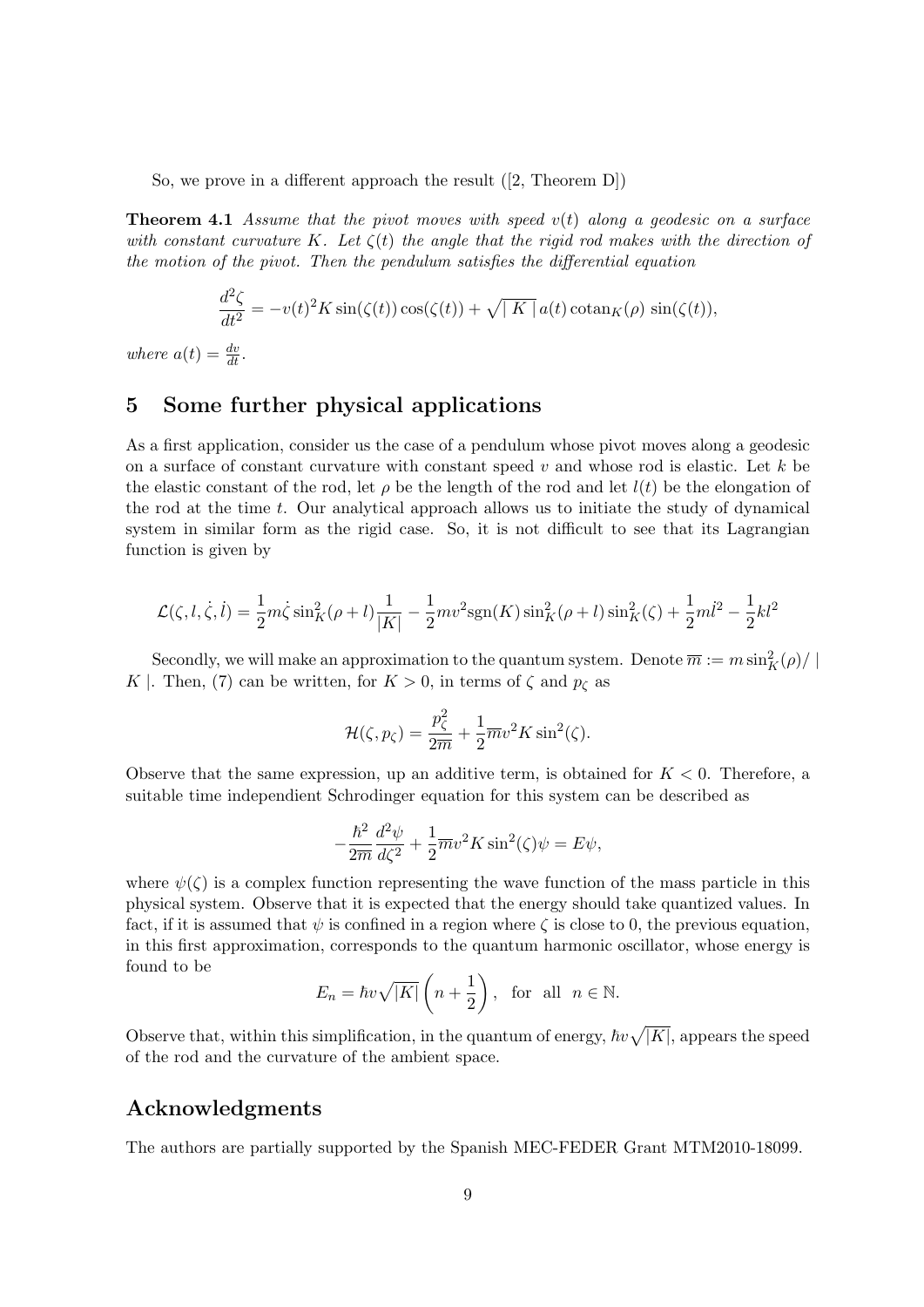So, we prove in a different approach the result ([2, Theorem D])

**Theorem 4.1** *Assume that the pivot moves with speed $v(t)$ along a geodesic on a surface with constant curvature $K$. Let $\zeta(t)$ the angle that the rigid rod makes with the direction of the motion of the pivot. Then the pendulum satisfies the differential equation*

$$\frac{d^2\zeta}{dt^2} = -v(t)^2 K \sin(\zeta(t))\cos(\zeta(t)) + \sqrt{\mid K \mid}\, a(t) \operatorname{cotan}_K(\rho)\, \sin(\zeta(t)),$$

*where $a(t) = \frac{dv}{dt}$.*

## 5 Some further physical applications

As a first application, consider us the case of a pendulum whose pivot moves along a geodesic on a surface of constant curvature with constant speed $v$ and whose rod is elastic. Let $k$ be the elastic constant of the rod, let $\rho$ be the length of the rod and let $l(t)$ be the elongation of the rod at the time $t$. Our analytical approach allows us to initiate the study of dynamical system in similar form as the rigid case. So, it is not difficult to see that its Lagrangian function is given by

$$\mathcal{L}(\zeta, l, \dot{\zeta}, \dot{l}) = \frac{1}{2} m\dot{\zeta}\sin^2_K(\rho + l)\frac{1}{|K|} - \frac{1}{2} mv^2 \mathrm{sgn}(K)\sin^2_K(\rho + l)\sin^2_K(\zeta) + \frac{1}{2} m\dot{l}^2 - \frac{1}{2} kl^2$$

Secondly, we will make an approximation to the quantum system. Denote $\overline{m} := m\sin^2_K(\rho)/\mid K \mid$. Then, (7) can be written, for $K > 0$, in terms of $\zeta$ and $p_\zeta$ as

$$\mathcal{H}(\zeta, p_\zeta) = \frac{p_\zeta^2}{2\overline{m}} + \frac{1}{2}\overline{m}v^2 K \sin^2(\zeta).$$

Observe that the same expression, up an additive term, is obtained for $K < 0$. Therefore, a suitable time independient Schrodinger equation for this system can be described as

$$-\frac{\hbar^2}{2\overline{m}}\frac{d^2\psi}{d\zeta^2} + \frac{1}{2}\overline{m}v^2 K \sin^2(\zeta)\psi = E\psi,$$

where $\psi(\zeta)$ is a complex function representing the wave function of the mass particle in this physical system. Observe that it is expected that the energy should take quantized values. In fact, if it is assumed that $\psi$ is confined in a region where $\zeta$ is close to 0, the previous equation, in this first approximation, corresponds to the quantum harmonic oscillator, whose energy is found to be

$$E_n = \hbar v\sqrt{|K|}\left(n + \frac{1}{2}\right), \quad \text{for all} \quad n \in \mathbb{N}.$$

Observe that, within this simplification, in the quantum of energy, $\hbar v\sqrt{|K|}$, appears the speed of the rod and the curvature of the ambient space.

## Acknowledgments

The authors are partially supported by the Spanish MEC-FEDER Grant MTM2010-18099.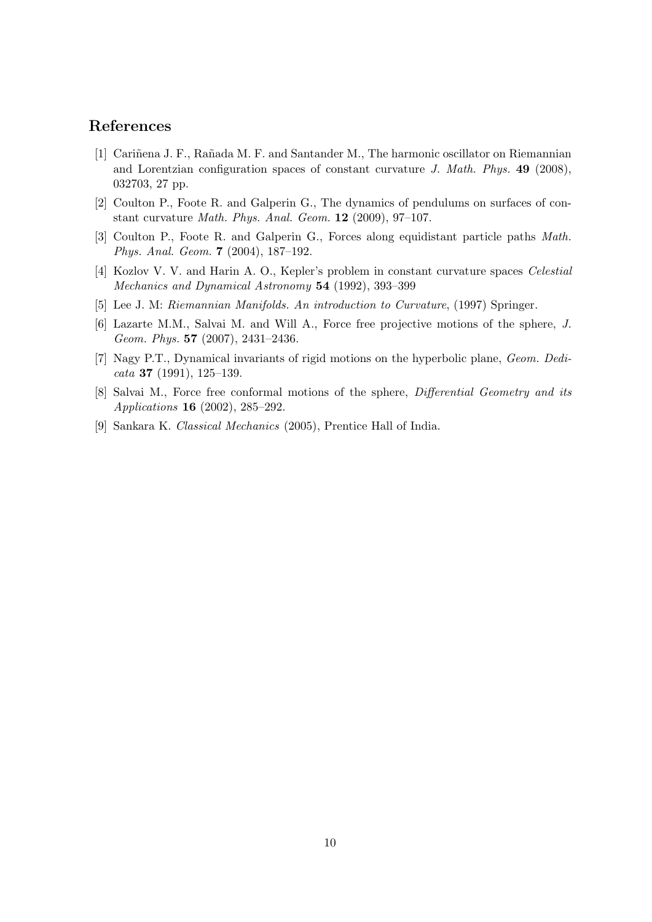## References

[1] Cariñena J. F., Rañada M. F. and Santander M., The harmonic oscillator on Riemannian and Lorentzian configuration spaces of constant curvature *J. Math. Phys.* **49** (2008), 032703, 27 pp.

[2] Coulton P., Foote R. and Galperin G., The dynamics of pendulums on surfaces of constant curvature *Math. Phys. Anal. Geom.* **12** (2009), 97–107.

[3] Coulton P., Foote R. and Galperin G., Forces along equidistant particle paths *Math. Phys. Anal. Geom.* **7** (2004), 187–192.

[4] Kozlov V. V. and Harin A. O., Kepler's problem in constant curvature spaces *Celestial Mechanics and Dynamical Astronomy* **54** (1992), 393–399

[5] Lee J. M: *Riemannian Manifolds. An introduction to Curvature*, (1997) Springer.

[6] Lazarte M.M., Salvai M. and Will A., Force free projective motions of the sphere, *J. Geom. Phys.* **57** (2007), 2431–2436.

[7] Nagy P.T., Dynamical invariants of rigid motions on the hyperbolic plane, *Geom. Dedicata* **37** (1991), 125–139.

[8] Salvai M., Force free conformal motions of the sphere, *Differential Geometry and its Applications* **16** (2002), 285–292.

[9] Sankara K. *Classical Mechanics* (2005), Prentice Hall of India.